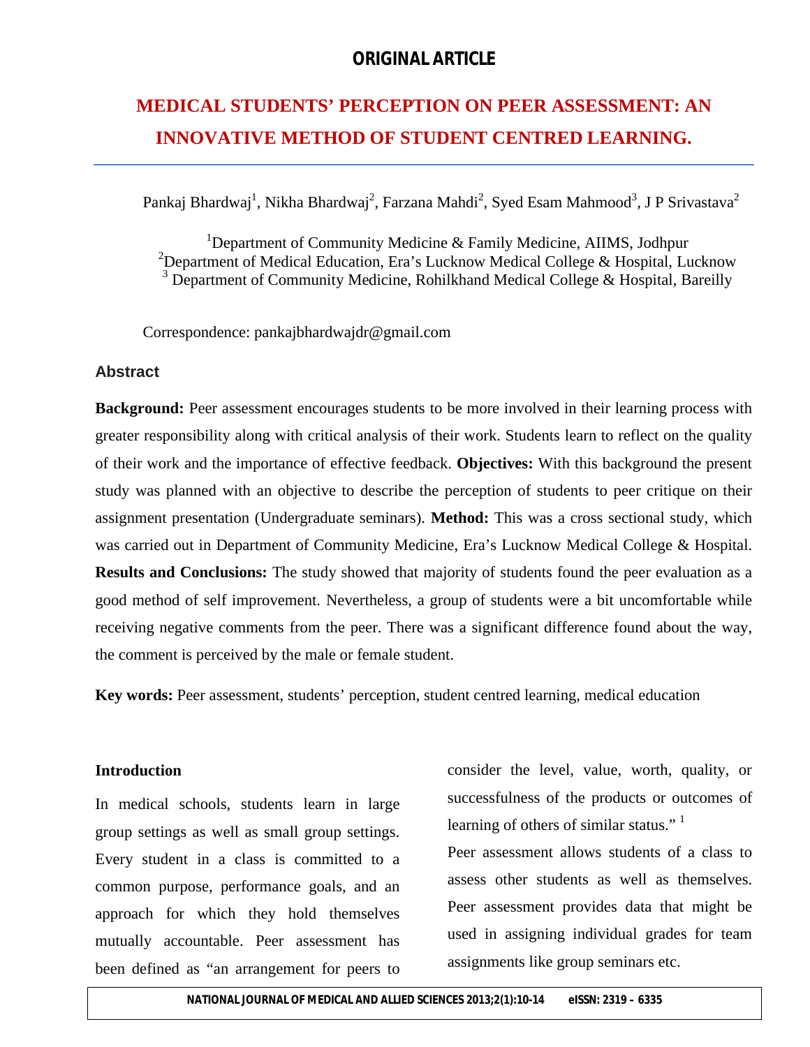**ORIGINAL ARTICLE**

# MEDICAL STUDENTS' PERCEPTION ON PEER ASSESSMENT: AN INNOVATIVE METHOD OF STUDENT CENTRED LEARNING.

Pankaj Bhardwaj[1], Nikha Bhardwaj[2], Farzana Mahdi[2], Syed Esam Mahmood[3], J P Srivastava[2]

[1]Department of Community Medicine & Family Medicine, AIIMS, Jodhpur
[2]Department of Medical Education, Era's Lucknow Medical College & Hospital, Lucknow
[3] Department of Community Medicine, Rohilkhand Medical College & Hospital, Bareilly

Correspondence: pankajbhardwajdr@gmail.com

## Abstract

**Background:** Peer assessment encourages students to be more involved in their learning process with greater responsibility along with critical analysis of their work. Students learn to reflect on the quality of their work and the importance of effective feedback. **Objectives:** With this background the present study was planned with an objective to describe the perception of students to peer critique on their assignment presentation (Undergraduate seminars). **Method:** This was a cross sectional study, which was carried out in Department of Community Medicine, Era's Lucknow Medical College & Hospital. **Results and Conclusions:** The study showed that majority of students found the peer evaluation as a good method of self improvement. Nevertheless, a group of students were a bit uncomfortable while receiving negative comments from the peer. There was a significant difference found about the way, the comment is perceived by the male or female student.

**Key words:** Peer assessment, students' perception, student centred learning, medical education

## Introduction

In medical schools, students learn in large group settings as well as small group settings. Every student in a class is committed to a common purpose, performance goals, and an approach for which they hold themselves mutually accountable. Peer assessment has been defined as "an arrangement for peers to consider the level, value, worth, quality, or successfulness of the products or outcomes of learning of others of similar status." [1]

Peer assessment allows students of a class to assess other students as well as themselves. Peer assessment provides data that might be used in assigning individual grades for team assignments like group seminars etc.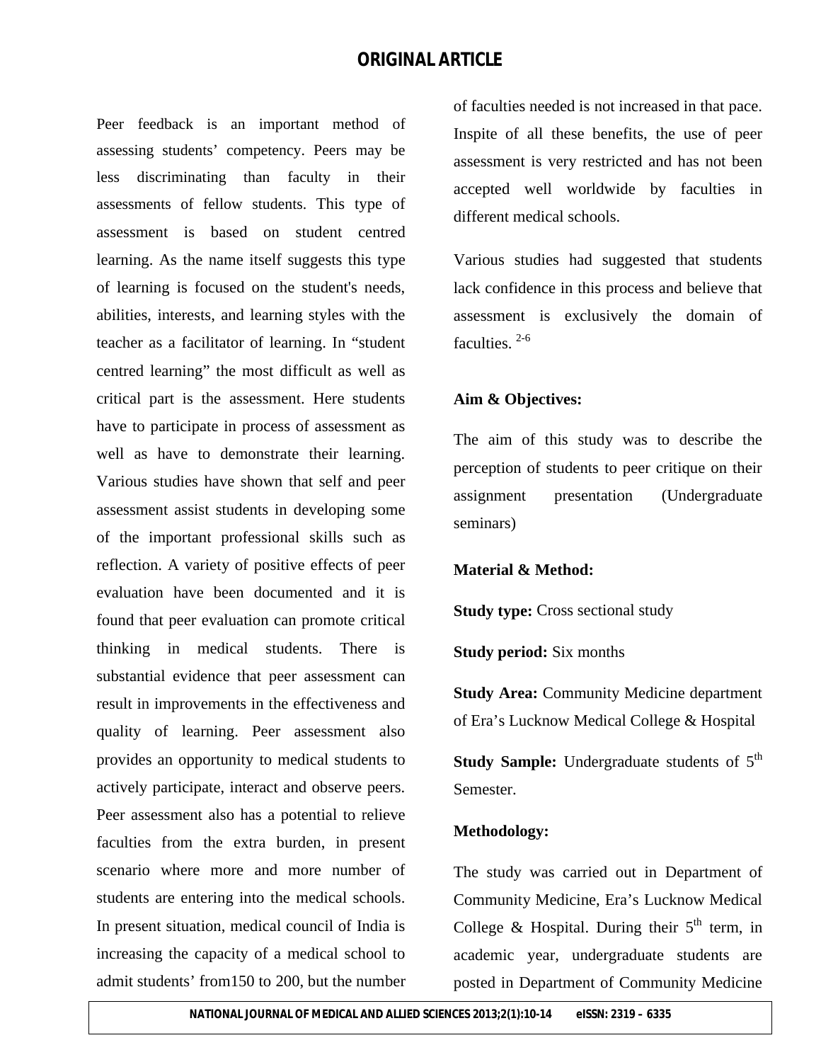Peer feedback is an important method of assessing students' competency. Peers may be less discriminating than faculty in their assessments of fellow students. This type of assessment is based on student centred learning. As the name itself suggests this type of learning is focused on the student's needs, abilities, interests, and learning styles with the teacher as a facilitator of learning. In "student centred learning" the most difficult as well as critical part is the assessment. Here students have to participate in process of assessment as well as have to demonstrate their learning. Various studies have shown that self and peer assessment assist students in developing some of the important professional skills such as reflection. A variety of positive effects of peer evaluation have been documented and it is found that peer evaluation can promote critical thinking in medical students. There is substantial evidence that peer assessment can result in improvements in the effectiveness and quality of learning. Peer assessment also provides an opportunity to medical students to actively participate, interact and observe peers. Peer assessment also has a potential to relieve faculties from the extra burden, in present scenario where more and more number of students are entering into the medical schools. In present situation, medical council of India is increasing the capacity of a medical school to admit students' from150 to 200, but the number of faculties needed is not increased in that pace. Inspite of all these benefits, the use of peer assessment is very restricted and has not been accepted well worldwide by faculties in different medical schools.

Various studies had suggested that students lack confidence in this process and believe that assessment is exclusively the domain of faculties. [2-6]

**Aim & Objectives:**

The aim of this study was to describe the perception of students to peer critique on their assignment presentation (Undergraduate seminars)

**Material & Method:**

**Study type:** Cross sectional study

**Study period:** Six months

**Study Area:** Community Medicine department of Era's Lucknow Medical College & Hospital

**Study Sample:** Undergraduate students of 5th Semester.

**Methodology:**

The study was carried out in Department of Community Medicine, Era's Lucknow Medical College & Hospital. During their 5th term, in academic year, undergraduate students are posted in Department of Community Medicine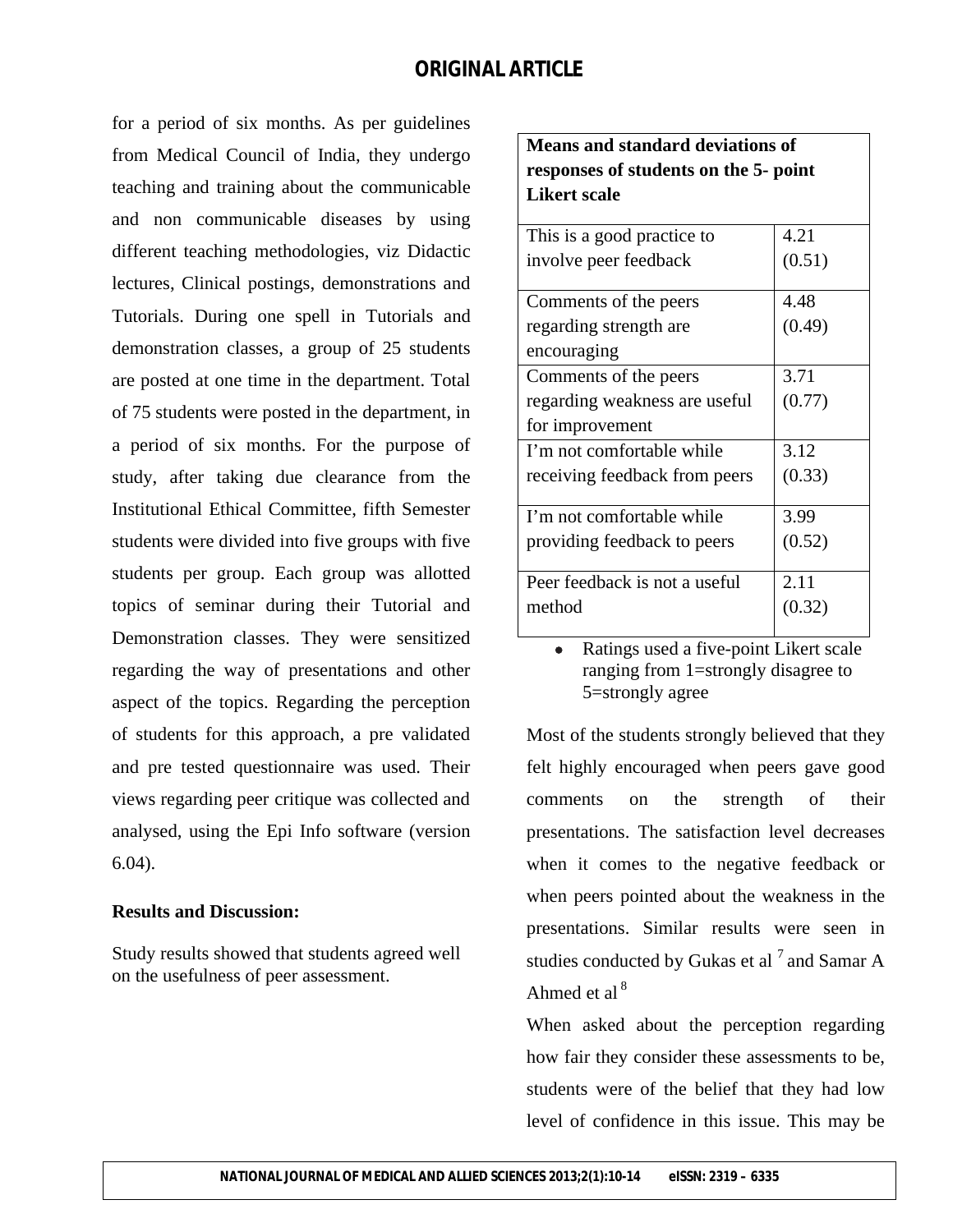for a period of six months. As per guidelines from Medical Council of India, they undergo teaching and training about the communicable and non communicable diseases by using different teaching methodologies, viz Didactic lectures, Clinical postings, demonstrations and Tutorials. During one spell in Tutorials and demonstration classes, a group of 25 students are posted at one time in the department. Total of 75 students were posted in the department, in a period of six months. For the purpose of study, after taking due clearance from the Institutional Ethical Committee, fifth Semester students were divided into five groups with five students per group. Each group was allotted topics of seminar during their Tutorial and Demonstration classes. They were sensitized regarding the way of presentations and other aspect of the topics. Regarding the perception of students for this approach, a pre validated and pre tested questionnaire was used. Their views regarding peer critique was collected and analysed, using the Epi Info software (version 6.04).

**Results and Discussion:**

Study results showed that students agreed well on the usefulness of peer assessment.

| **Means and standard deviations of responses of students on the 5- point Likert scale** | |
|---|---|
| This is a good practice to involve peer feedback | 4.21 (0.51) |
| Comments of the peers regarding strength are encouraging | 4.48 (0.49) |
| Comments of the peers regarding weakness are useful for improvement | 3.71 (0.77) |
| I'm not comfortable while receiving feedback from peers | 3.12 (0.33) |
| I'm not comfortable while providing feedback to peers | 3.99 (0.52) |
| Peer feedback is not a useful method | 2.11 (0.32) |

- Ratings used a five-point Likert scale ranging from 1=strongly disagree to 5=strongly agree

Most of the students strongly believed that they felt highly encouraged when peers gave good comments on the strength of their presentations. The satisfaction level decreases when it comes to the negative feedback or when peers pointed about the weakness in the presentations. Similar results were seen in studies conducted by Gukas et al [7] and Samar A Ahmed et al [8]

When asked about the perception regarding how fair they consider these assessments to be, students were of the belief that they had low level of confidence in this issue. This may be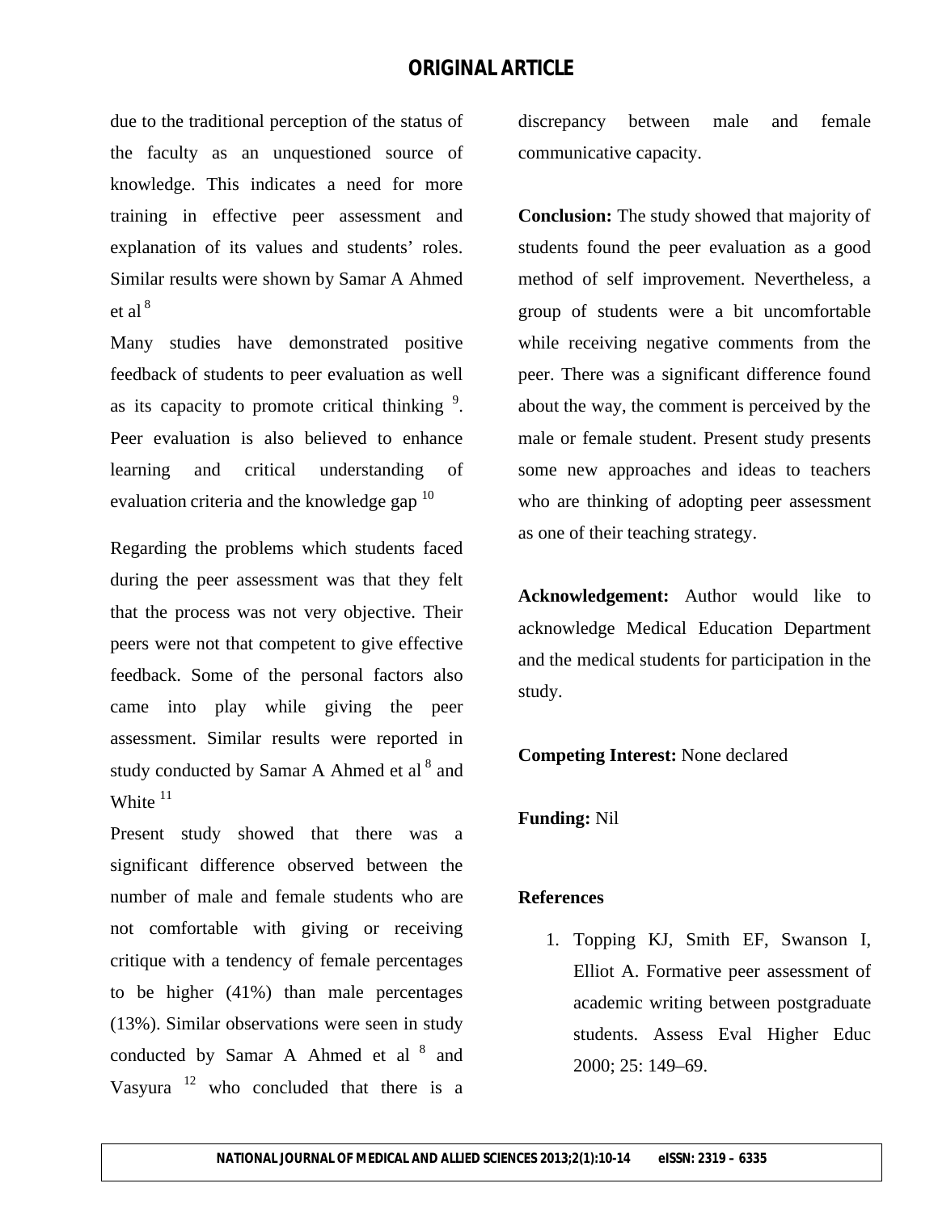due to the traditional perception of the status of the faculty as an unquestioned source of knowledge. This indicates a need for more training in effective peer assessment and explanation of its values and students' roles. Similar results were shown by Samar A Ahmed et al [8]

Many studies have demonstrated positive feedback of students to peer evaluation as well as its capacity to promote critical thinking [9]. Peer evaluation is also believed to enhance learning and critical understanding of evaluation criteria and the knowledge gap [10]

Regarding the problems which students faced during the peer assessment was that they felt that the process was not very objective. Their peers were not that competent to give effective feedback. Some of the personal factors also came into play while giving the peer assessment. Similar results were reported in study conducted by Samar A Ahmed et al [8] and White [11]

Present study showed that there was a significant difference observed between the number of male and female students who are not comfortable with giving or receiving critique with a tendency of female percentages to be higher (41%) than male percentages (13%). Similar observations were seen in study conducted by Samar A Ahmed et al [8] and Vasyura [12] who concluded that there is a discrepancy between male and female communicative capacity.

**Conclusion:** The study showed that majority of students found the peer evaluation as a good method of self improvement. Nevertheless, a group of students were a bit uncomfortable while receiving negative comments from the peer. There was a significant difference found about the way, the comment is perceived by the male or female student. Present study presents some new approaches and ideas to teachers who are thinking of adopting peer assessment as one of their teaching strategy.

**Acknowledgement:** Author would like to acknowledge Medical Education Department and the medical students for participation in the study.

**Competing Interest:** None declared

**Funding:** Nil

**References**

1. Topping KJ, Smith EF, Swanson I, Elliot A. Formative peer assessment of academic writing between postgraduate students. Assess Eval Higher Educ 2000; 25: 149–69.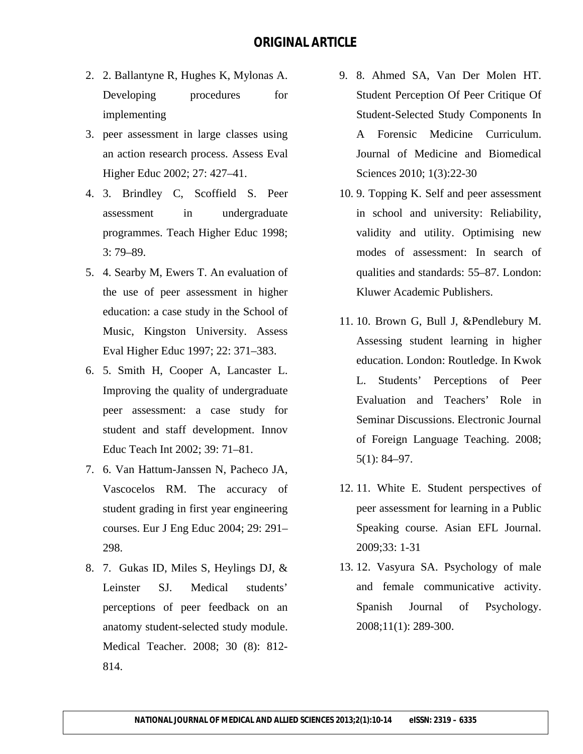2. 2. Ballantyne R, Hughes K, Mylonas A. Developing procedures for implementing
3. peer assessment in large classes using an action research process. Assess Eval Higher Educ 2002; 27: 427–41.
4. 3. Brindley C, Scoffield S. Peer assessment in undergraduate programmes. Teach Higher Educ 1998; 3: 79–89.
5. 4. Searby M, Ewers T. An evaluation of the use of peer assessment in higher education: a case study in the School of Music, Kingston University. Assess Eval Higher Educ 1997; 22: 371–383.
6. 5. Smith H, Cooper A, Lancaster L. Improving the quality of undergraduate peer assessment: a case study for student and staff development. Innov Educ Teach Int 2002; 39: 71–81.
7. 6. Van Hattum-Janssen N, Pacheco JA, Vascocelos RM. The accuracy of student grading in first year engineering courses. Eur J Eng Educ 2004; 29: 291–298.
8. 7. Gukas ID, Miles S, Heylings DJ, & Leinster SJ. Medical students' perceptions of peer feedback on an anatomy student-selected study module. Medical Teacher. 2008; 30 (8): 812-814.
9. 8. Ahmed SA, Van Der Molen HT. Student Perception Of Peer Critique Of Student-Selected Study Components In A Forensic Medicine Curriculum. Journal of Medicine and Biomedical Sciences 2010; 1(3):22-30
10. 9. Topping K. Self and peer assessment in school and university: Reliability, validity and utility. Optimising new modes of assessment: In search of qualities and standards: 55–87. London: Kluwer Academic Publishers.
11. 10. Brown G, Bull J, &Pendlebury M. Assessing student learning in higher education. London: Routledge. In Kwok L. Students' Perceptions of Peer Evaluation and Teachers' Role in Seminar Discussions. Electronic Journal of Foreign Language Teaching. 2008; 5(1): 84–97.
12. 11. White E. Student perspectives of peer assessment for learning in a Public Speaking course. Asian EFL Journal. 2009;33: 1-31
13. 12. Vasyura SA. Psychology of male and female communicative activity. Spanish Journal of Psychology. 2008;11(1): 289-300.